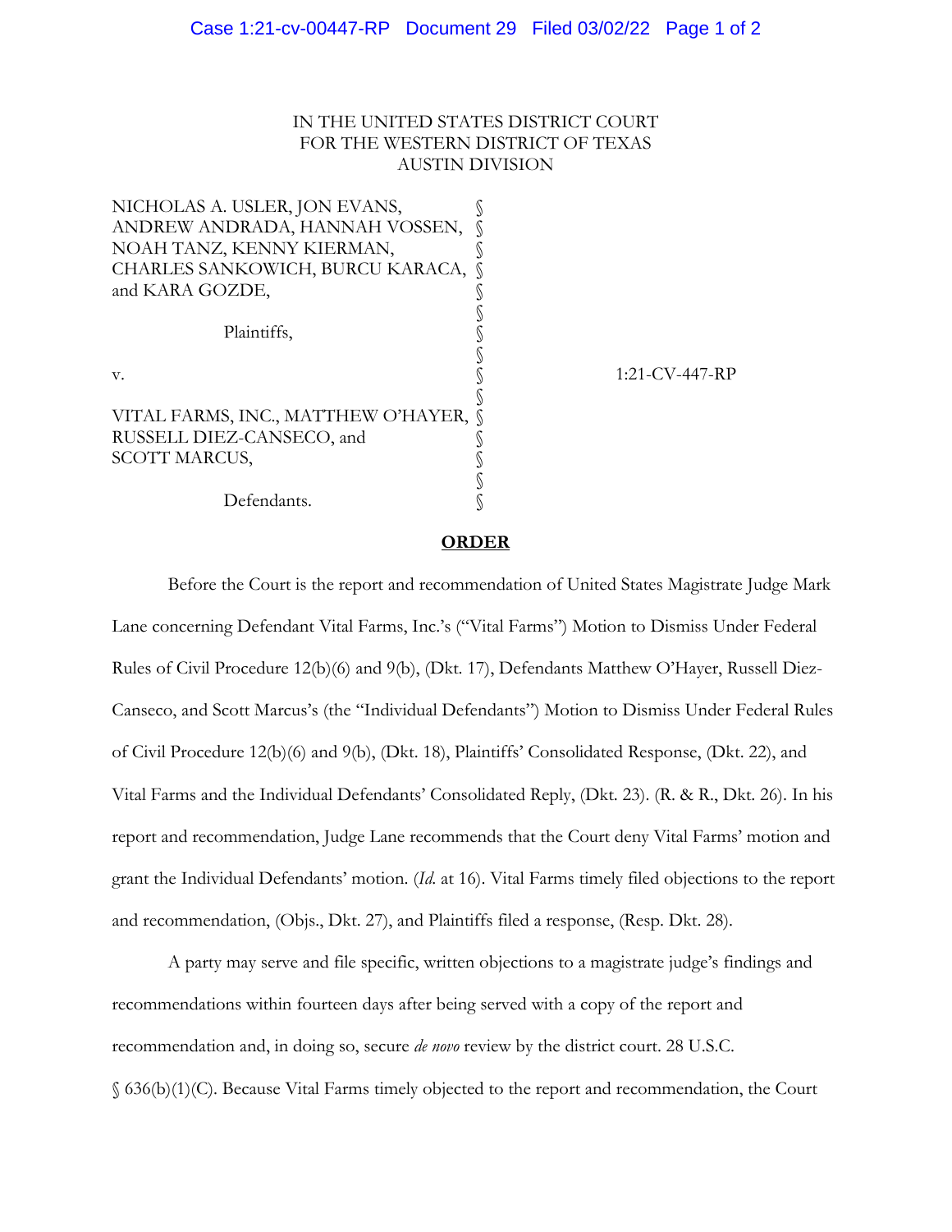IN THE UNITED STATES DISTRICT COURT
FOR THE WESTERN DISTRICT OF TEXAS
AUSTIN DIVISION

| | | |
|---|---|---|
| NICHOLAS A. USLER, JON EVANS, ANDREW ANDRADA, HANNAH VOSSEN, NOAH TANZ, KENNY KIERMAN, CHARLES SANKOWICH, BURCU KARACA, and KARA GOZDE, | § | |
| Plaintiffs, | § | |
| v. | § | 1:21-CV-447-RP |
| VITAL FARMS, INC., MATTHEW O'HAYER, RUSSELL DIEZ-CANSECO, and SCOTT MARCUS, | § | |
| Defendants. | § | |

**ORDER**

Before the Court is the report and recommendation of United States Magistrate Judge Mark Lane concerning Defendant Vital Farms, Inc.'s ("Vital Farms") Motion to Dismiss Under Federal Rules of Civil Procedure 12(b)(6) and 9(b), (Dkt. 17), Defendants Matthew O'Hayer, Russell Diez-Canseco, and Scott Marcus's (the "Individual Defendants") Motion to Dismiss Under Federal Rules of Civil Procedure 12(b)(6) and 9(b), (Dkt. 18), Plaintiffs' Consolidated Response, (Dkt. 22), and Vital Farms and the Individual Defendants' Consolidated Reply, (Dkt. 23). (R. & R., Dkt. 26). In his report and recommendation, Judge Lane recommends that the Court deny Vital Farms' motion and grant the Individual Defendants' motion. (*Id.* at 16). Vital Farms timely filed objections to the report and recommendation, (Objs., Dkt. 27), and Plaintiffs filed a response, (Resp. Dkt. 28).

A party may serve and file specific, written objections to a magistrate judge's findings and recommendations within fourteen days after being served with a copy of the report and recommendation and, in doing so, secure *de novo* review by the district court. 28 U.S.C. § 636(b)(1)(C). Because Vital Farms timely objected to the report and recommendation, the Court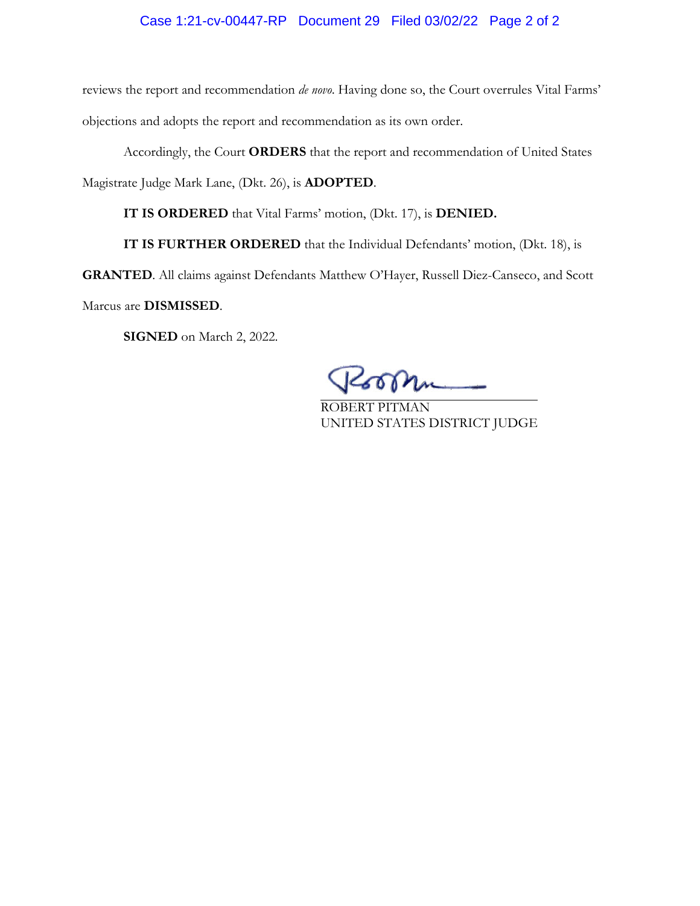reviews the report and recommendation *de novo*. Having done so, the Court overrules Vital Farms' objections and adopts the report and recommendation as its own order.

Accordingly, the Court **ORDERS** that the report and recommendation of United States Magistrate Judge Mark Lane, (Dkt. 26), is **ADOPTED**.

**IT IS ORDERED** that Vital Farms' motion, (Dkt. 17), is **DENIED.**

**IT IS FURTHER ORDERED** that the Individual Defendants' motion, (Dkt. 18), is **GRANTED**. All claims against Defendants Matthew O'Hayer, Russell Diez-Canseco, and Scott Marcus are **DISMISSED**.

**SIGNED** on March 2, 2022.

ROBERT PITMAN
UNITED STATES DISTRICT JUDGE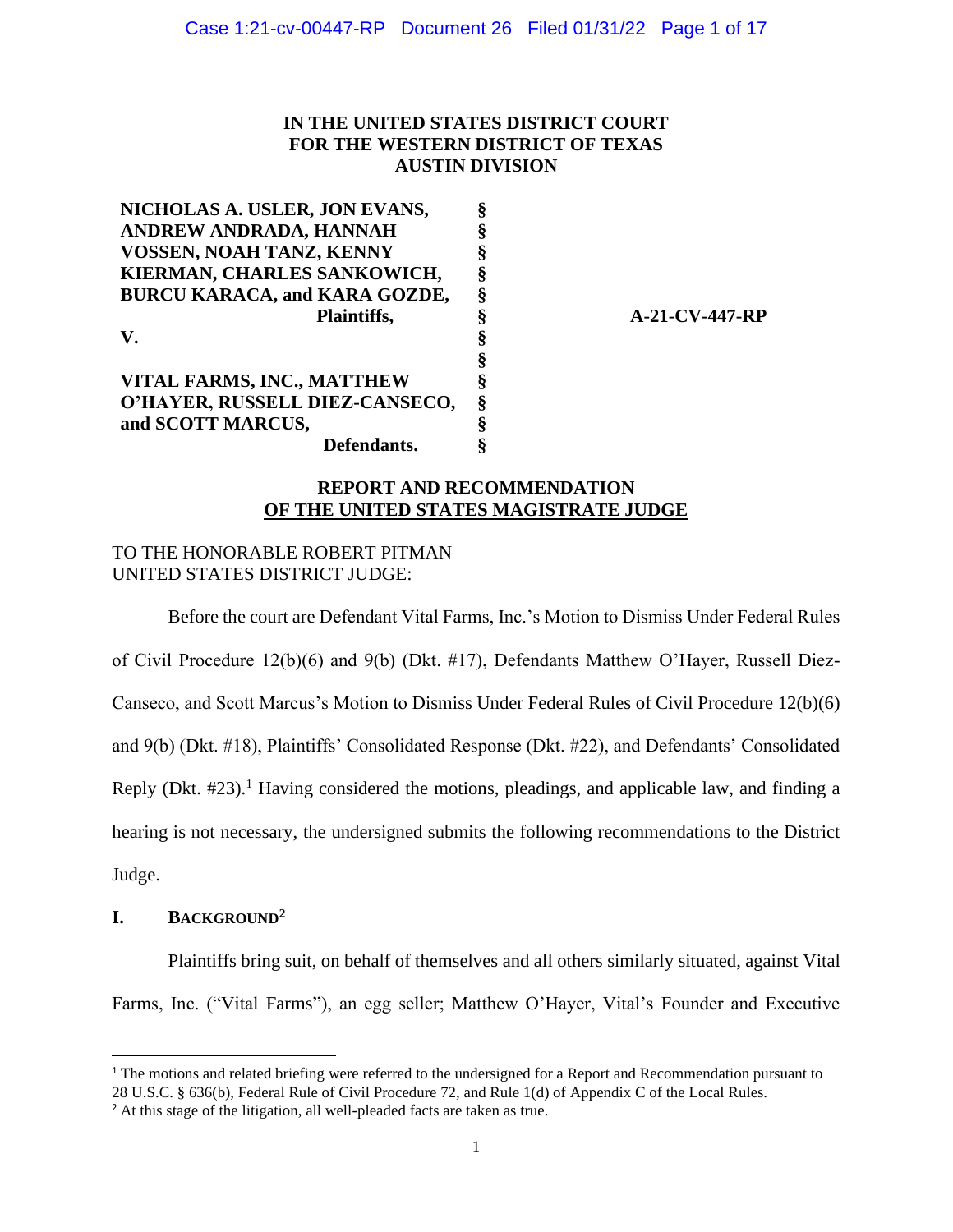IN THE UNITED STATES DISTRICT COURT
FOR THE WESTERN DISTRICT OF TEXAS
AUSTIN DIVISION

| | | |
|---|---|---|
| **NICHOLAS A. USLER, JON EVANS, ANDREW ANDRADA, HANNAH VOSSEN, NOAH TANZ, KENNY KIERMAN, CHARLES SANKOWICH, BURCU KARACA, and KARA GOZDE,** **Plaintiffs,** | § | |
| **V.** | § | **A-21-CV-447-RP** |
| **VITAL FARMS, INC., MATTHEW O'HAYER, RUSSELL DIEZ-CANSECO, and SCOTT MARCUS,** **Defendants.** | § | |

**REPORT AND RECOMMENDATION**
**OF THE UNITED STATES MAGISTRATE JUDGE**

TO THE HONORABLE ROBERT PITMAN
UNITED STATES DISTRICT JUDGE:

Before the court are Defendant Vital Farms, Inc.'s Motion to Dismiss Under Federal Rules of Civil Procedure 12(b)(6) and 9(b) (Dkt. #17), Defendants Matthew O'Hayer, Russell Diez-Canseco, and Scott Marcus's Motion to Dismiss Under Federal Rules of Civil Procedure 12(b)(6) and 9(b) (Dkt. #18), Plaintiffs' Consolidated Response (Dkt. #22), and Defendants' Consolidated Reply (Dkt. #23).[1] Having considered the motions, pleadings, and applicable law, and finding a hearing is not necessary, the undersigned submits the following recommendations to the District Judge.

## I. BACKGROUND[2]

Plaintiffs bring suit, on behalf of themselves and all others similarly situated, against Vital Farms, Inc. ("Vital Farms"), an egg seller; Matthew O'Hayer, Vital's Founder and Executive

[1] The motions and related briefing were referred to the undersigned for a Report and Recommendation pursuant to 28 U.S.C. § 636(b), Federal Rule of Civil Procedure 72, and Rule 1(d) of Appendix C of the Local Rules.

[2] At this stage of the litigation, all well-pleaded facts are taken as true.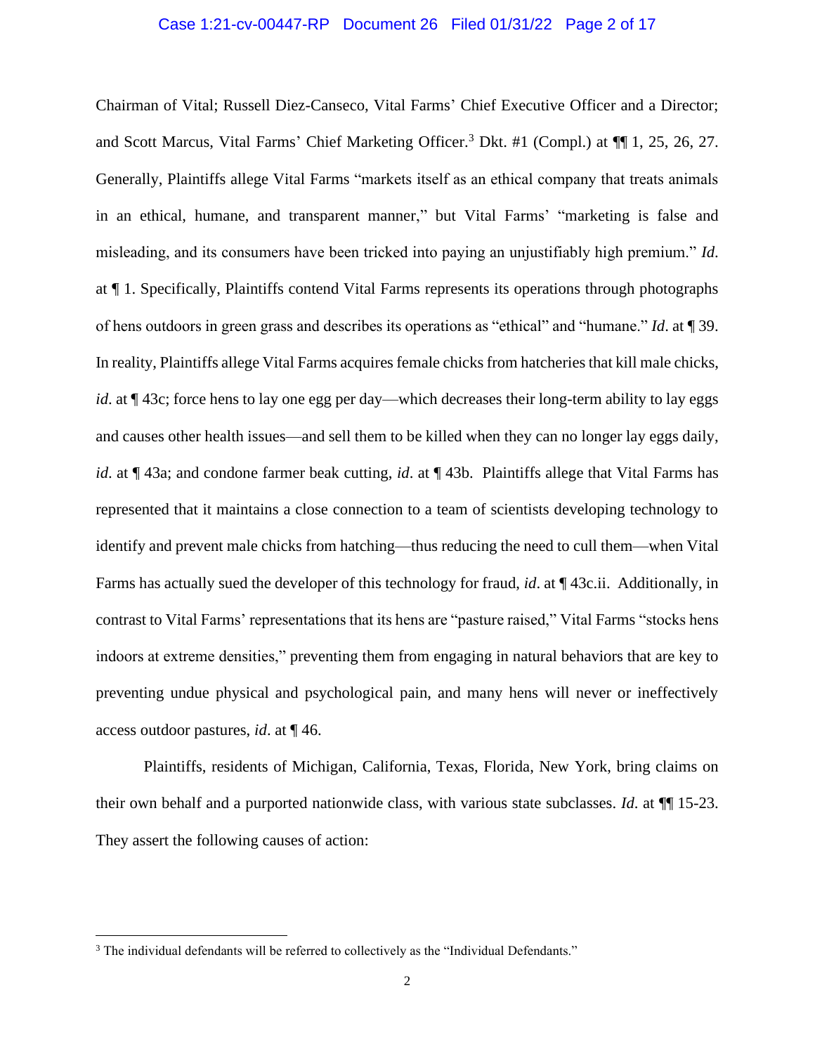Chairman of Vital; Russell Diez-Canseco, Vital Farms' Chief Executive Officer and a Director; and Scott Marcus, Vital Farms' Chief Marketing Officer.[3] Dkt. #1 (Compl.) at ¶¶ 1, 25, 26, 27. Generally, Plaintiffs allege Vital Farms "markets itself as an ethical company that treats animals in an ethical, humane, and transparent manner," but Vital Farms' "marketing is false and misleading, and its consumers have been tricked into paying an unjustifiably high premium." *Id*. at ¶ 1. Specifically, Plaintiffs contend Vital Farms represents its operations through photographs of hens outdoors in green grass and describes its operations as "ethical" and "humane." *Id*. at ¶ 39. In reality, Plaintiffs allege Vital Farms acquires female chicks from hatcheries that kill male chicks, *id*. at ¶ 43c; force hens to lay one egg per day—which decreases their long-term ability to lay eggs and causes other health issues—and sell them to be killed when they can no longer lay eggs daily, *id*. at ¶ 43a; and condone farmer beak cutting, *id*. at ¶ 43b. Plaintiffs allege that Vital Farms has represented that it maintains a close connection to a team of scientists developing technology to identify and prevent male chicks from hatching—thus reducing the need to cull them—when Vital Farms has actually sued the developer of this technology for fraud, *id*. at ¶ 43c.ii. Additionally, in contrast to Vital Farms' representations that its hens are "pasture raised," Vital Farms "stocks hens indoors at extreme densities," preventing them from engaging in natural behaviors that are key to preventing undue physical and psychological pain, and many hens will never or ineffectively access outdoor pastures, *id*. at ¶ 46.

Plaintiffs, residents of Michigan, California, Texas, Florida, New York, bring claims on their own behalf and a purported nationwide class, with various state subclasses. *Id*. at ¶¶ 15-23. They assert the following causes of action:

[3] The individual defendants will be referred to collectively as the "Individual Defendants."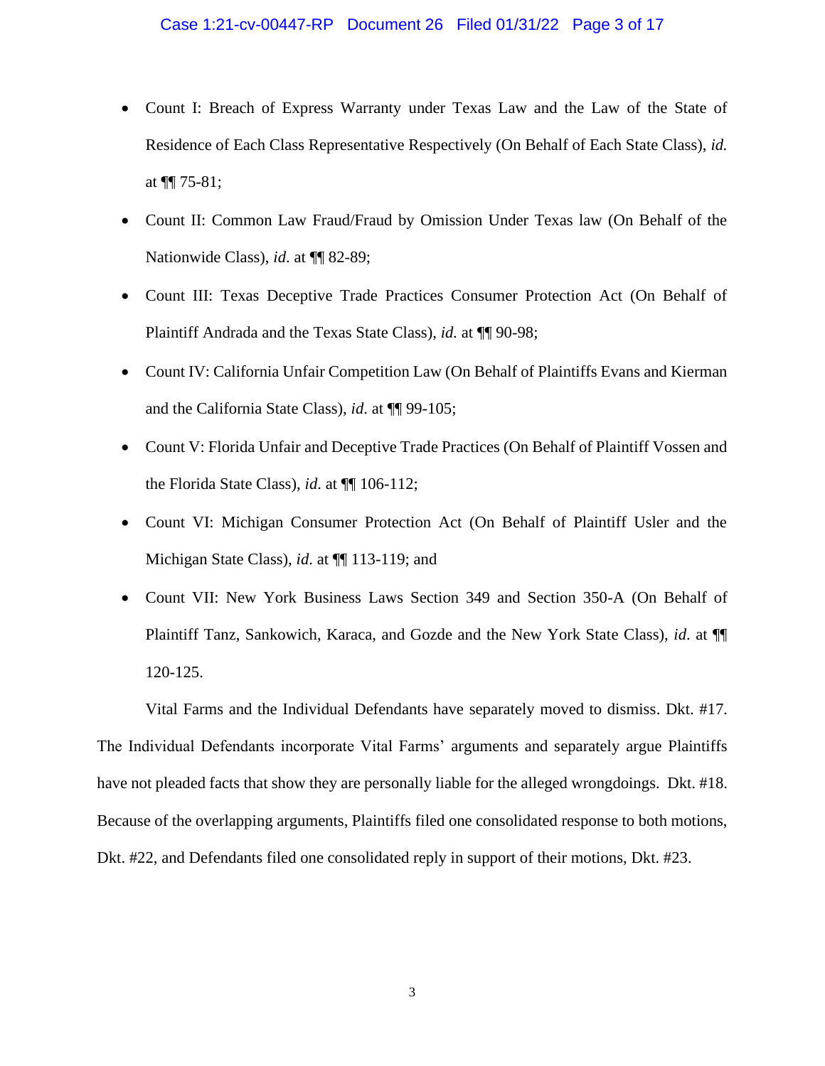- Count I: Breach of Express Warranty under Texas Law and the Law of the State of Residence of Each Class Representative Respectively (On Behalf of Each State Class), *id.* at ¶¶ 75-81;
- Count II: Common Law Fraud/Fraud by Omission Under Texas law (On Behalf of the Nationwide Class), *id*. at ¶¶ 82-89;
- Count III: Texas Deceptive Trade Practices Consumer Protection Act (On Behalf of Plaintiff Andrada and the Texas State Class), *id.* at ¶¶ 90-98;
- Count IV: California Unfair Competition Law (On Behalf of Plaintiffs Evans and Kierman and the California State Class), *id.* at ¶¶ 99-105;
- Count V: Florida Unfair and Deceptive Trade Practices (On Behalf of Plaintiff Vossen and the Florida State Class), *id.* at ¶¶ 106-112;
- Count VI: Michigan Consumer Protection Act (On Behalf of Plaintiff Usler and the Michigan State Class), *id.* at ¶¶ 113-119; and
- Count VII: New York Business Laws Section 349 and Section 350-A (On Behalf of Plaintiff Tanz, Sankowich, Karaca, and Gozde and the New York State Class), *id*. at ¶¶ 120-125.

Vital Farms and the Individual Defendants have separately moved to dismiss. Dkt. #17. The Individual Defendants incorporate Vital Farms' arguments and separately argue Plaintiffs have not pleaded facts that show they are personally liable for the alleged wrongdoings. Dkt. #18. Because of the overlapping arguments, Plaintiffs filed one consolidated response to both motions, Dkt. #22, and Defendants filed one consolidated reply in support of their motions, Dkt. #23.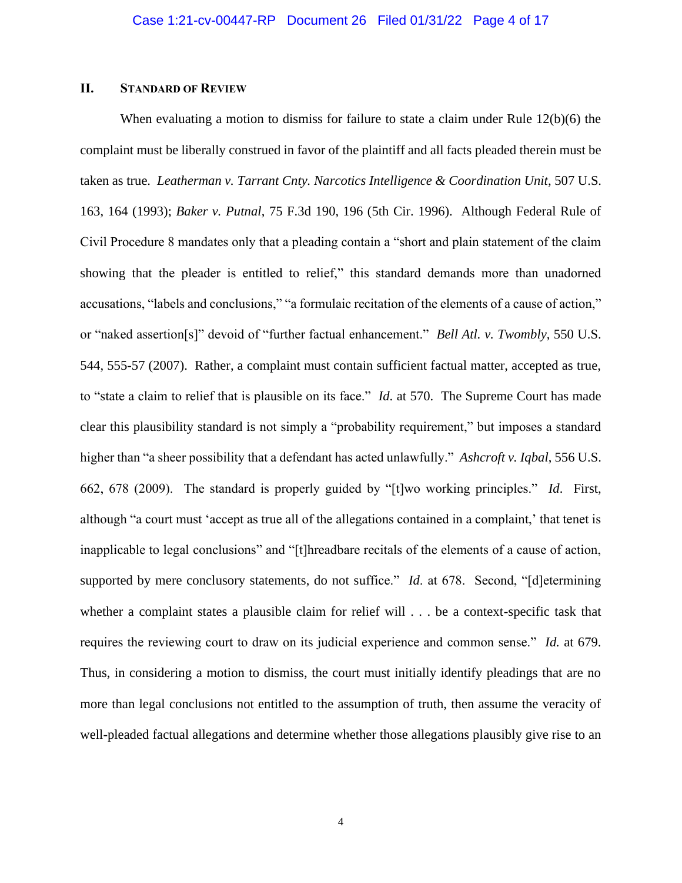## II. Standard of Review

When evaluating a motion to dismiss for failure to state a claim under Rule 12(b)(6) the complaint must be liberally construed in favor of the plaintiff and all facts pleaded therein must be taken as true. *Leatherman v. Tarrant Cnty. Narcotics Intelligence & Coordination Unit*, 507 U.S. 163, 164 (1993); *Baker v. Putnal*, 75 F.3d 190, 196 (5th Cir. 1996). Although Federal Rule of Civil Procedure 8 mandates only that a pleading contain a "short and plain statement of the claim showing that the pleader is entitled to relief," this standard demands more than unadorned accusations, "labels and conclusions," "a formulaic recitation of the elements of a cause of action," or "naked assertion[s]" devoid of "further factual enhancement." *Bell Atl. v. Twombly*, 550 U.S. 544, 555-57 (2007). Rather, a complaint must contain sufficient factual matter, accepted as true, to "state a claim to relief that is plausible on its face." *Id*. at 570. The Supreme Court has made clear this plausibility standard is not simply a "probability requirement," but imposes a standard higher than "a sheer possibility that a defendant has acted unlawfully." *Ashcroft v. Iqbal*, 556 U.S. 662, 678 (2009). The standard is properly guided by "[t]wo working principles." *Id*. First, although "a court must 'accept as true all of the allegations contained in a complaint,' that tenet is inapplicable to legal conclusions" and "[t]hreadbare recitals of the elements of a cause of action, supported by mere conclusory statements, do not suffice." *Id*. at 678. Second, "[d]etermining whether a complaint states a plausible claim for relief will . . . be a context-specific task that requires the reviewing court to draw on its judicial experience and common sense." *Id.* at 679. Thus, in considering a motion to dismiss, the court must initially identify pleadings that are no more than legal conclusions not entitled to the assumption of truth, then assume the veracity of well-pleaded factual allegations and determine whether those allegations plausibly give rise to an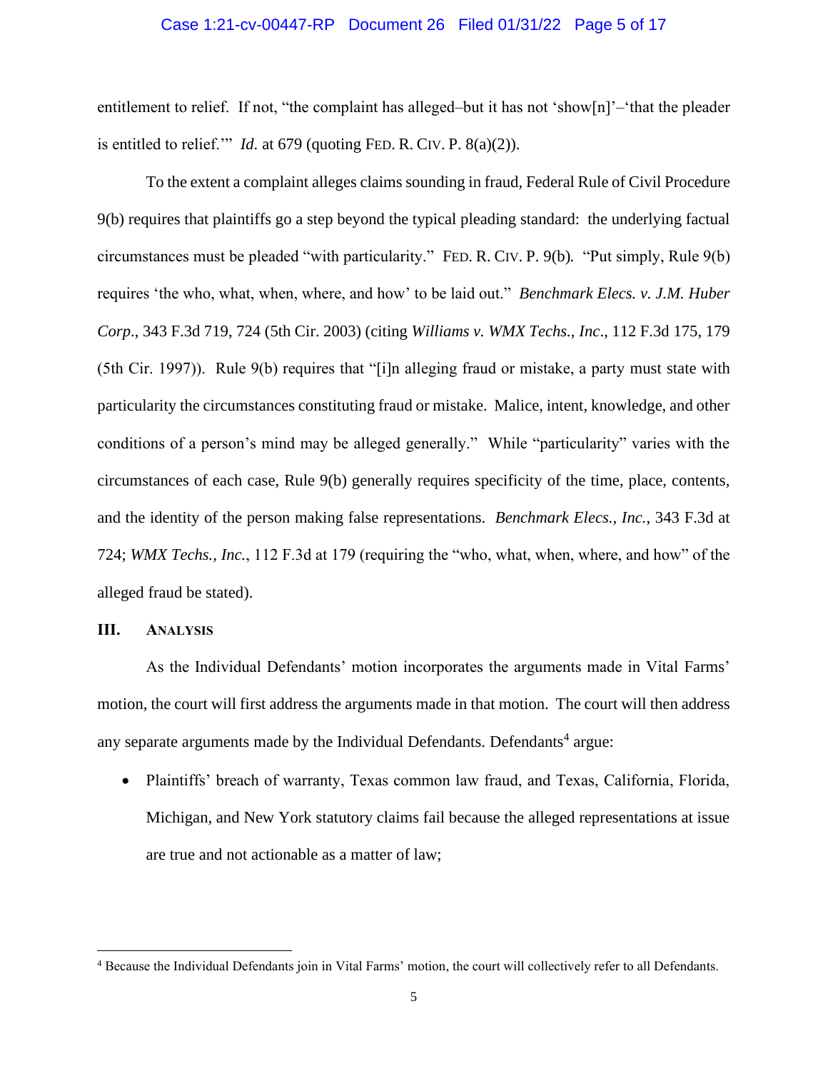entitlement to relief. If not, "the complaint has alleged–but it has not 'show[n]'–'that the pleader is entitled to relief.'" *Id.* at 679 (quoting FED. R. CIV. P. 8(a)(2)).

To the extent a complaint alleges claims sounding in fraud, Federal Rule of Civil Procedure 9(b) requires that plaintiffs go a step beyond the typical pleading standard: the underlying factual circumstances must be pleaded "with particularity." FED. R. CIV. P. 9(b). "Put simply, Rule 9(b) requires 'the who, what, when, where, and how' to be laid out." *Benchmark Elecs. v. J.M. Huber Corp.*, 343 F.3d 719, 724 (5th Cir. 2003) (citing *Williams v. WMX Techs., Inc.*, 112 F.3d 175, 179 (5th Cir. 1997)). Rule 9(b) requires that "[i]n alleging fraud or mistake, a party must state with particularity the circumstances constituting fraud or mistake. Malice, intent, knowledge, and other conditions of a person's mind may be alleged generally." While "particularity" varies with the circumstances of each case, Rule 9(b) generally requires specificity of the time, place, contents, and the identity of the person making false representations. *Benchmark Elecs., Inc.*, 343 F.3d at 724; *WMX Techs., Inc.*, 112 F.3d at 179 (requiring the "who, what, when, where, and how" of the alleged fraud be stated).

## III. ANALYSIS

As the Individual Defendants' motion incorporates the arguments made in Vital Farms' motion, the court will first address the arguments made in that motion. The court will then address any separate arguments made by the Individual Defendants. Defendants[4] argue:

- Plaintiffs' breach of warranty, Texas common law fraud, and Texas, California, Florida, Michigan, and New York statutory claims fail because the alleged representations at issue are true and not actionable as a matter of law;

[4] Because the Individual Defendants join in Vital Farms' motion, the court will collectively refer to all Defendants.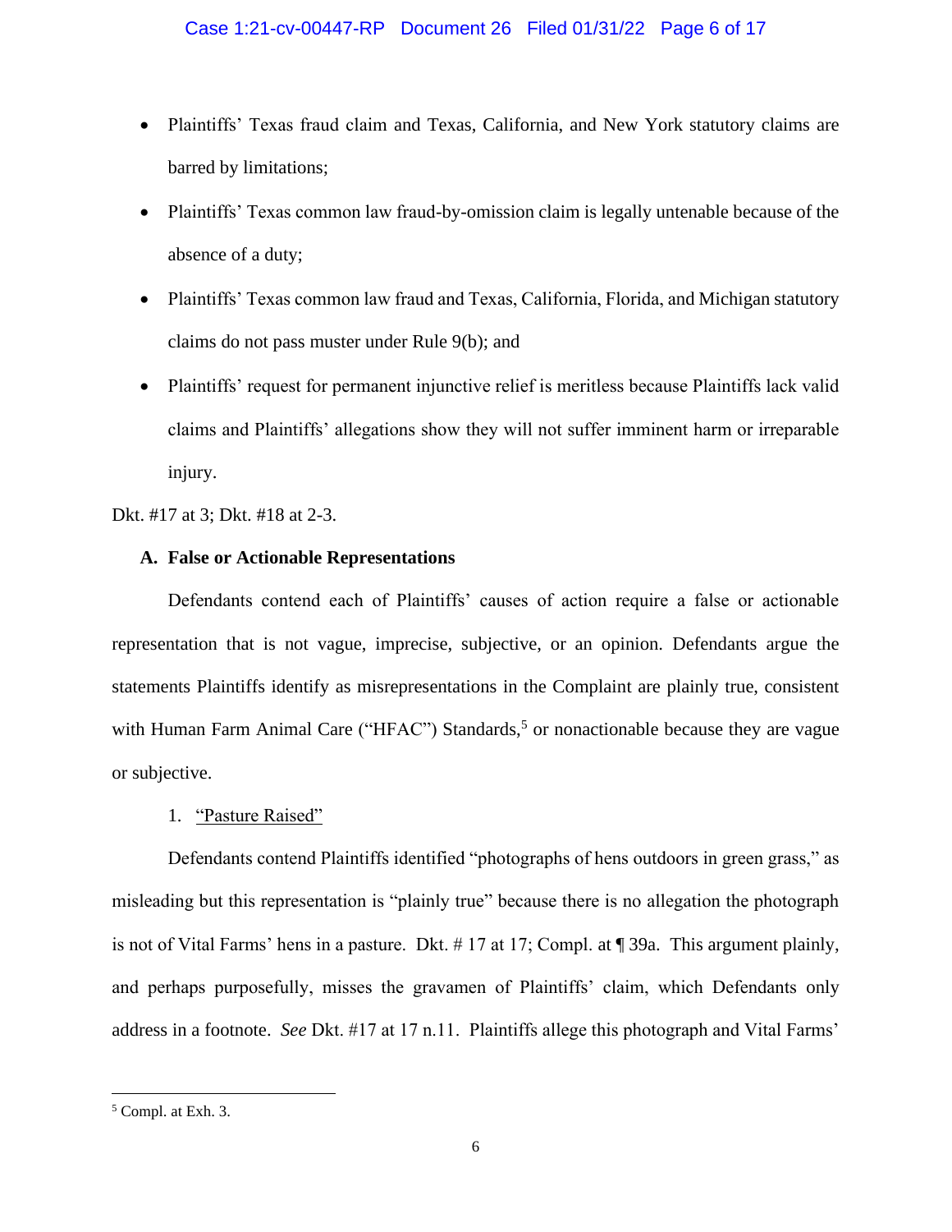- Plaintiffs' Texas fraud claim and Texas, California, and New York statutory claims are barred by limitations;
- Plaintiffs' Texas common law fraud-by-omission claim is legally untenable because of the absence of a duty;
- Plaintiffs' Texas common law fraud and Texas, California, Florida, and Michigan statutory claims do not pass muster under Rule 9(b); and
- Plaintiffs' request for permanent injunctive relief is meritless because Plaintiffs lack valid claims and Plaintiffs' allegations show they will not suffer imminent harm or irreparable injury.

Dkt. #17 at 3; Dkt. #18 at 2-3.

### A. False or Actionable Representations

Defendants contend each of Plaintiffs' causes of action require a false or actionable representation that is not vague, imprecise, subjective, or an opinion. Defendants argue the statements Plaintiffs identify as misrepresentations in the Complaint are plainly true, consistent with Human Farm Animal Care ("HFAC") Standards,[5] or nonactionable because they are vague or subjective.

1. <u>"Pasture Raised"</u>

Defendants contend Plaintiffs identified "photographs of hens outdoors in green grass," as misleading but this representation is "plainly true" because there is no allegation the photograph is not of Vital Farms' hens in a pasture. Dkt. # 17 at 17; Compl. at ¶ 39a. This argument plainly, and perhaps purposefully, misses the gravamen of Plaintiffs' claim, which Defendants only address in a footnote. *See* Dkt. #17 at 17 n.11. Plaintiffs allege this photograph and Vital Farms'

---

[5] Compl. at Exh. 3.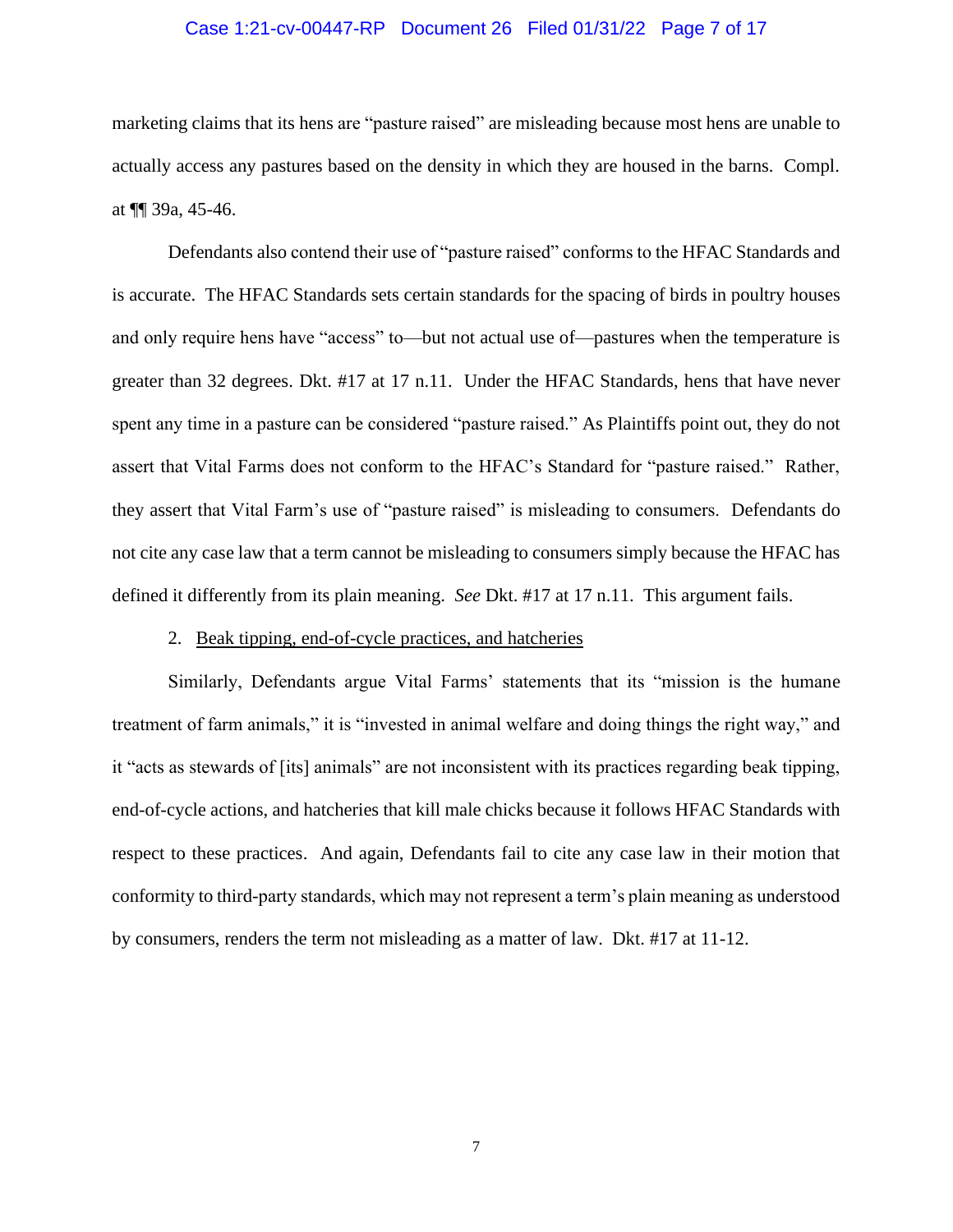marketing claims that its hens are "pasture raised" are misleading because most hens are unable to actually access any pastures based on the density in which they are housed in the barns. Compl. at ¶¶ 39a, 45-46.

Defendants also contend their use of "pasture raised" conforms to the HFAC Standards and is accurate. The HFAC Standards sets certain standards for the spacing of birds in poultry houses and only require hens have "access" to—but not actual use of—pastures when the temperature is greater than 32 degrees. Dkt. #17 at 17 n.11. Under the HFAC Standards, hens that have never spent any time in a pasture can be considered "pasture raised." As Plaintiffs point out, they do not assert that Vital Farms does not conform to the HFAC's Standard for "pasture raised." Rather, they assert that Vital Farm's use of "pasture raised" is misleading to consumers. Defendants do not cite any case law that a term cannot be misleading to consumers simply because the HFAC has defined it differently from its plain meaning. *See* Dkt. #17 at 17 n.11. This argument fails.

2. <u>Beak tipping, end-of-cycle practices, and hatcheries</u>

Similarly, Defendants argue Vital Farms' statements that its "mission is the humane treatment of farm animals," it is "invested in animal welfare and doing things the right way," and it "acts as stewards of [its] animals" are not inconsistent with its practices regarding beak tipping, end-of-cycle actions, and hatcheries that kill male chicks because it follows HFAC Standards with respect to these practices. And again, Defendants fail to cite any case law in their motion that conformity to third-party standards, which may not represent a term's plain meaning as understood by consumers, renders the term not misleading as a matter of law. Dkt. #17 at 11-12.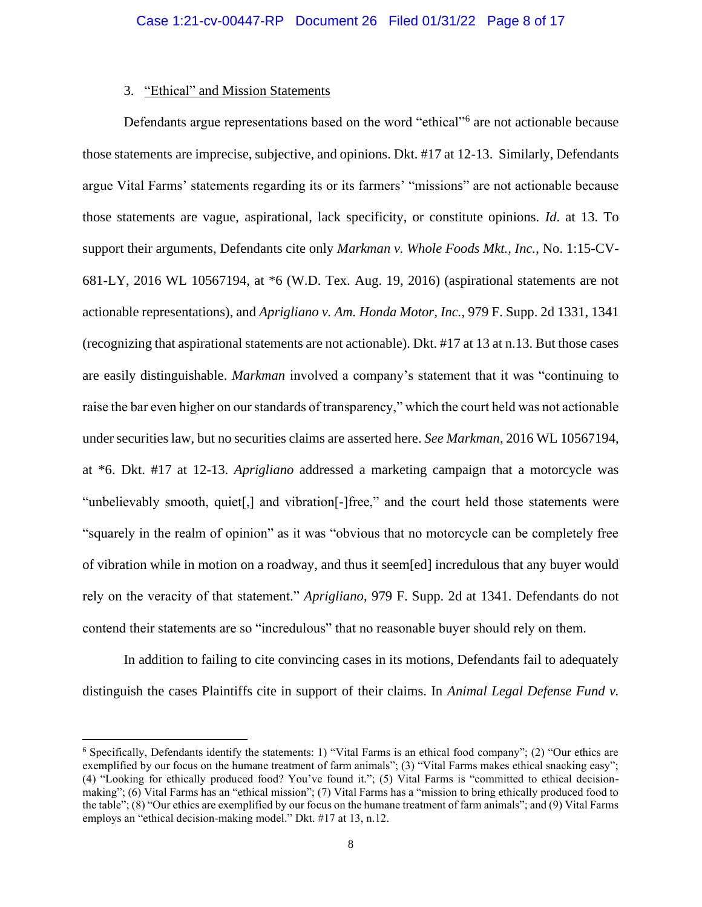### 3. Ethical" and Mission Statements

Defendants argue representations based on the word "ethical"[6] are not actionable because those statements are imprecise, subjective, and opinions. Dkt. #17 at 12-13. Similarly, Defendants argue Vital Farms' statements regarding its or its farmers' "missions" are not actionable because those statements are vague, aspirational, lack specificity, or constitute opinions. *Id*. at 13. To support their arguments, Defendants cite only *Markman v. Whole Foods Mkt., Inc.*, No. 1:15-CV-681-LY, 2016 WL 10567194, at *6 (W.D. Tex. Aug. 19, 2016) (aspirational statements are not actionable representations), and *Aprigliano v. Am. Honda Motor, Inc.*, 979 F. Supp. 2d 1331, 1341 (recognizing that aspirational statements are not actionable). Dkt. #17 at 13 at n.13. But those cases are easily distinguishable. *Markman* involved a company's statement that it was "continuing to raise the bar even higher on our standards of transparency," which the court held was not actionable under securities law, but no securities claims are asserted here. *See Markman*, 2016 WL 10567194, at *6. Dkt. #17 at 12-13. *Aprigliano* addressed a marketing campaign that a motorcycle was "unbelievably smooth, quiet[,] and vibration[-]free," and the court held those statements were "squarely in the realm of opinion" as it was "obvious that no motorcycle can be completely free of vibration while in motion on a roadway, and thus it seem[ed] incredulous that any buyer would rely on the veracity of that statement." *Aprigliano*, 979 F. Supp. 2d at 1341. Defendants do not contend their statements are so "incredulous" that no reasonable buyer should rely on them.

In addition to failing to cite convincing cases in its motions, Defendants fail to adequately distinguish the cases Plaintiffs cite in support of their claims. In *Animal Legal Defense Fund v.*

---

[6] Specifically, Defendants identify the statements: 1) "Vital Farms is an ethical food company"; (2) "Our ethics are exemplified by our focus on the humane treatment of farm animals"; (3) "Vital Farms makes ethical snacking easy"; (4) "Looking for ethically produced food? You've found it."; (5) Vital Farms is "committed to ethical decision-making"; (6) Vital Farms has an "ethical mission"; (7) Vital Farms has a "mission to bring ethically produced food to the table"; (8) "Our ethics are exemplified by our focus on the humane treatment of farm animals"; and (9) Vital Farms employs an "ethical decision-making model." Dkt. #17 at 13, n.12.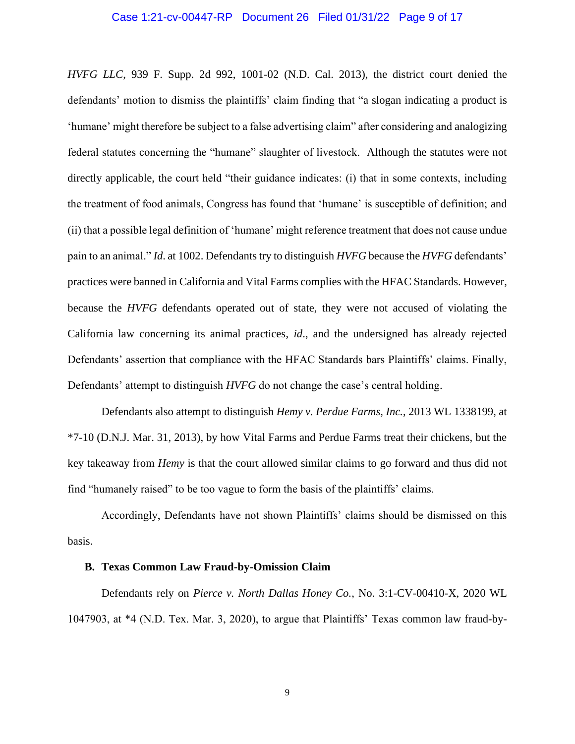*HVFG LLC*, 939 F. Supp. 2d 992, 1001-02 (N.D. Cal. 2013), the district court denied the defendants' motion to dismiss the plaintiffs' claim finding that "a slogan indicating a product is 'humane' might therefore be subject to a false advertising claim" after considering and analogizing federal statutes concerning the "humane" slaughter of livestock. Although the statutes were not directly applicable, the court held "their guidance indicates: (i) that in some contexts, including the treatment of food animals, Congress has found that 'humane' is susceptible of definition; and (ii) that a possible legal definition of 'humane' might reference treatment that does not cause undue pain to an animal." *Id*. at 1002. Defendants try to distinguish *HVFG* because the *HVFG* defendants' practices were banned in California and Vital Farms complies with the HFAC Standards. However, because the *HVFG* defendants operated out of state, they were not accused of violating the California law concerning its animal practices, *id*., and the undersigned has already rejected Defendants' assertion that compliance with the HFAC Standards bars Plaintiffs' claims. Finally, Defendants' attempt to distinguish *HVFG* do not change the case's central holding.

Defendants also attempt to distinguish *Hemy v. Perdue Farms, Inc.*, 2013 WL 1338199, at *7-10 (D.N.J. Mar. 31, 2013), by how Vital Farms and Perdue Farms treat their chickens, but the key takeaway from *Hemy* is that the court allowed similar claims to go forward and thus did not find "humanely raised" to be too vague to form the basis of the plaintiffs' claims.

Accordingly, Defendants have not shown Plaintiffs' claims should be dismissed on this basis.

### B. Texas Common Law Fraud-by-Omission Claim

Defendants rely on *Pierce v. North Dallas Honey Co.*, No. 3:1-CV-00410-X, 2020 WL 1047903, at *4 (N.D. Tex. Mar. 3, 2020), to argue that Plaintiffs' Texas common law fraud-by-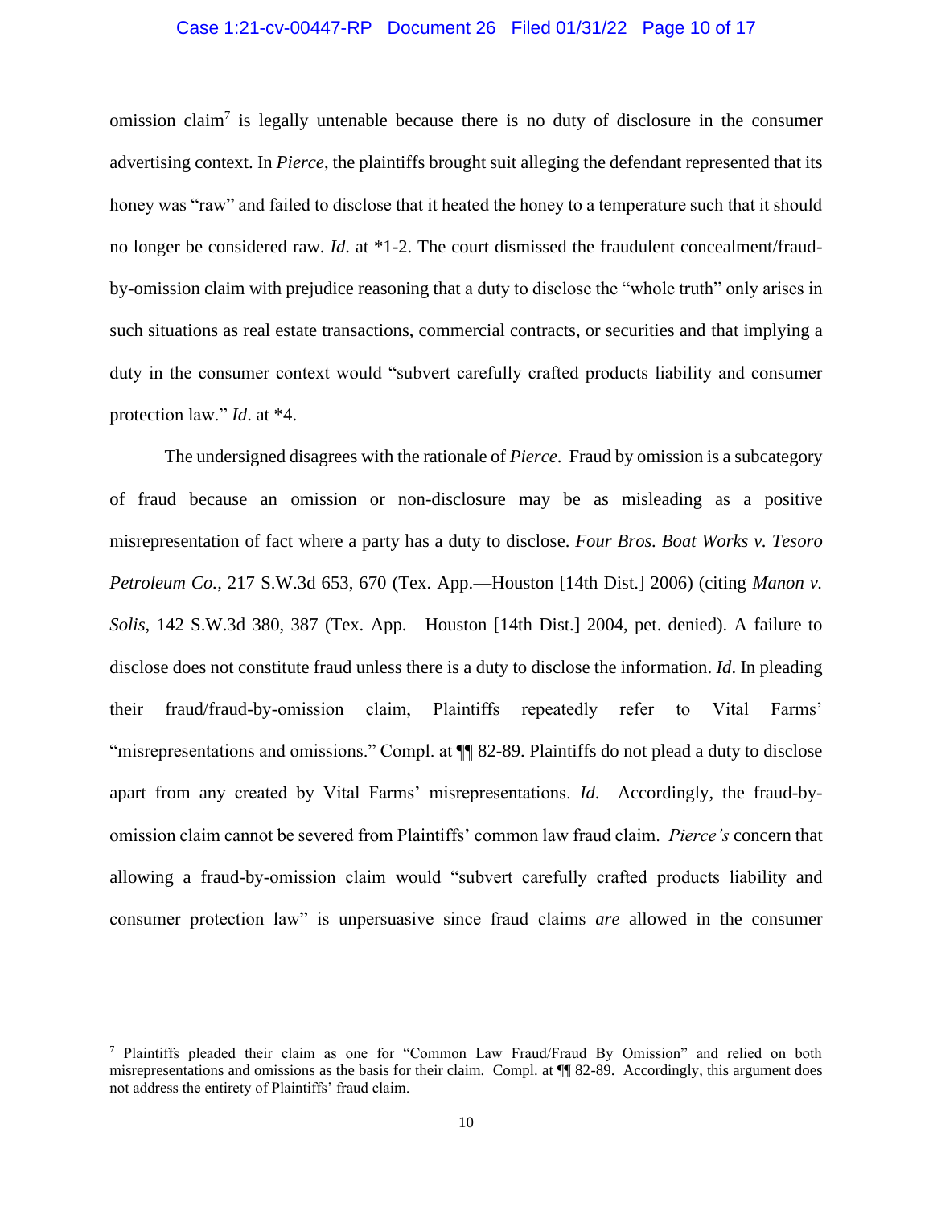omission claim[7] is legally untenable because there is no duty of disclosure in the consumer advertising context. In *Pierce*, the plaintiffs brought suit alleging the defendant represented that its honey was "raw" and failed to disclose that it heated the honey to a temperature such that it should no longer be considered raw. *Id*. at *1-2. The court dismissed the fraudulent concealment/fraud-by-omission claim with prejudice reasoning that a duty to disclose the "whole truth" only arises in such situations as real estate transactions, commercial contracts, or securities and that implying a duty in the consumer context would "subvert carefully crafted products liability and consumer protection law." *Id*. at *4.

The undersigned disagrees with the rationale of *Pierce*. Fraud by omission is a subcategory of fraud because an omission or non-disclosure may be as misleading as a positive misrepresentation of fact where a party has a duty to disclose. *Four Bros. Boat Works v. Tesoro Petroleum Co.*, 217 S.W.3d 653, 670 (Tex. App.—Houston [14th Dist.] 2006) (citing *Manon v. Solis*, 142 S.W.3d 380, 387 (Tex. App.—Houston [14th Dist.] 2004, pet. denied). A failure to disclose does not constitute fraud unless there is a duty to disclose the information. *Id*. In pleading their fraud/fraud-by-omission claim, Plaintiffs repeatedly refer to Vital Farms' "misrepresentations and omissions." Compl. at ¶¶ 82-89. Plaintiffs do not plead a duty to disclose apart from any created by Vital Farms' misrepresentations. *Id.* Accordingly, the fraud-by-omission claim cannot be severed from Plaintiffs' common law fraud claim. *Pierce's* concern that allowing a fraud-by-omission claim would "subvert carefully crafted products liability and consumer protection law" is unpersuasive since fraud claims *are* allowed in the consumer

---

[7] Plaintiffs pleaded their claim as one for "Common Law Fraud/Fraud By Omission" and relied on both misrepresentations and omissions as the basis for their claim. Compl. at ¶¶ 82-89. Accordingly, this argument does not address the entirety of Plaintiffs' fraud claim.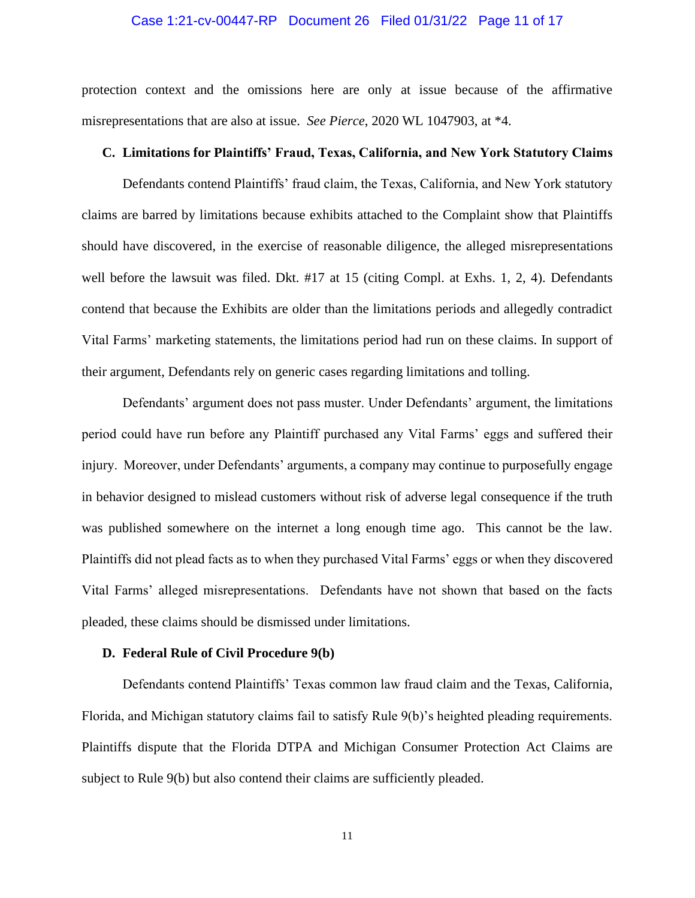protection context and the omissions here are only at issue because of the affirmative misrepresentations that are also at issue. *See Pierce*, 2020 WL 1047903, at *4.

### C. Limitations for Plaintiffs' Fraud, Texas, California, and New York Statutory Claims

Defendants contend Plaintiffs' fraud claim, the Texas, California, and New York statutory claims are barred by limitations because exhibits attached to the Complaint show that Plaintiffs should have discovered, in the exercise of reasonable diligence, the alleged misrepresentations well before the lawsuit was filed. Dkt. #17 at 15 (citing Compl. at Exhs. 1, 2, 4). Defendants contend that because the Exhibits are older than the limitations periods and allegedly contradict Vital Farms' marketing statements, the limitations period had run on these claims. In support of their argument, Defendants rely on generic cases regarding limitations and tolling.

Defendants' argument does not pass muster. Under Defendants' argument, the limitations period could have run before any Plaintiff purchased any Vital Farms' eggs and suffered their injury. Moreover, under Defendants' arguments, a company may continue to purposefully engage in behavior designed to mislead customers without risk of adverse legal consequence if the truth was published somewhere on the internet a long enough time ago. This cannot be the law. Plaintiffs did not plead facts as to when they purchased Vital Farms' eggs or when they discovered Vital Farms' alleged misrepresentations. Defendants have not shown that based on the facts pleaded, these claims should be dismissed under limitations.

### D. Federal Rule of Civil Procedure 9(b)

Defendants contend Plaintiffs' Texas common law fraud claim and the Texas, California, Florida, and Michigan statutory claims fail to satisfy Rule 9(b)'s heighted pleading requirements. Plaintiffs dispute that the Florida DTPA and Michigan Consumer Protection Act Claims are subject to Rule 9(b) but also contend their claims are sufficiently pleaded.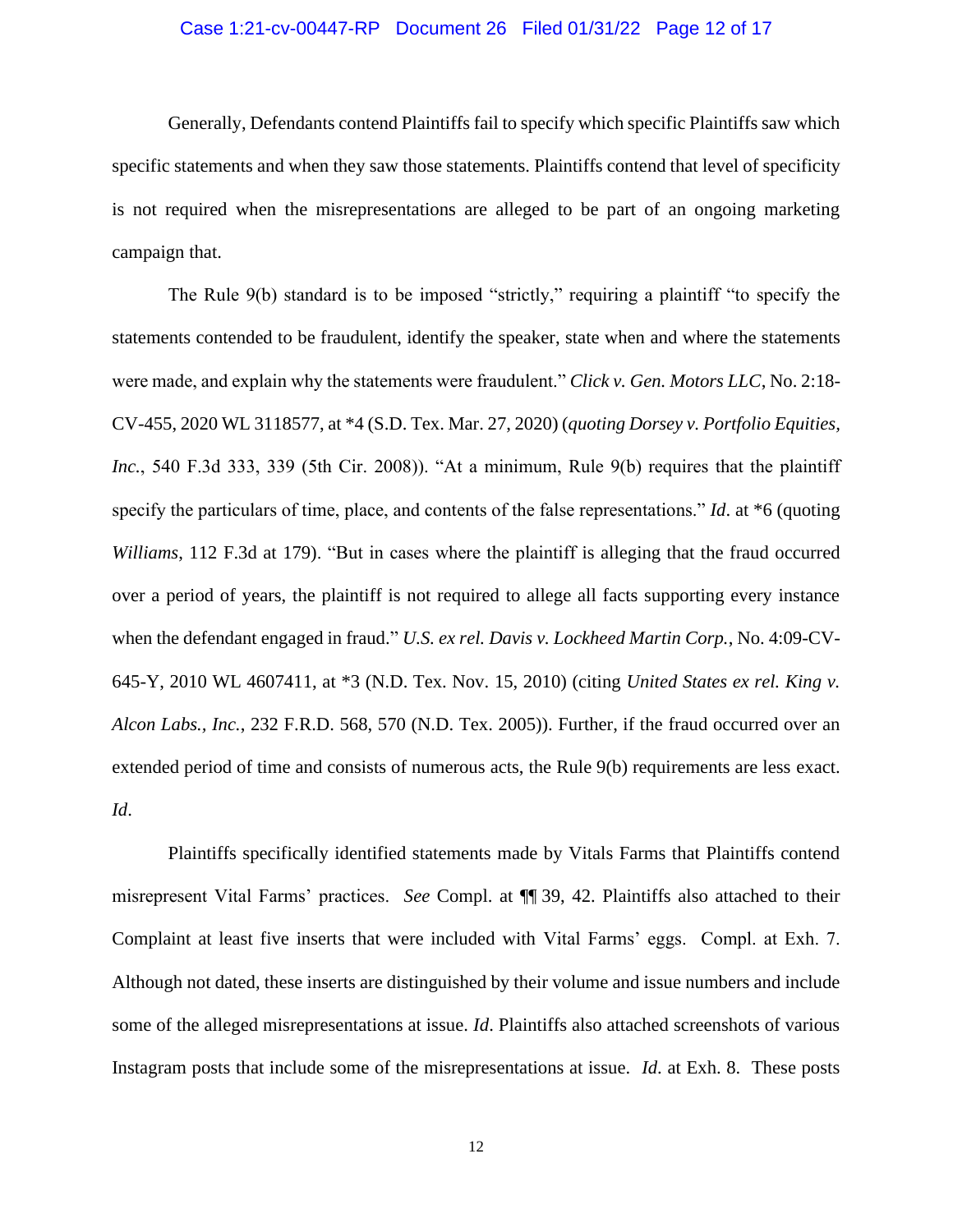Generally, Defendants contend Plaintiffs fail to specify which specific Plaintiffs saw which specific statements and when they saw those statements. Plaintiffs contend that level of specificity is not required when the misrepresentations are alleged to be part of an ongoing marketing campaign that.

The Rule 9(b) standard is to be imposed "strictly," requiring a plaintiff "to specify the statements contended to be fraudulent, identify the speaker, state when and where the statements were made, and explain why the statements were fraudulent." *Click v. Gen. Motors LLC*, No. 2:18-CV-455, 2020 WL 3118577, at *4 (S.D. Tex. Mar. 27, 2020) (*quoting Dorsey v. Portfolio Equities, Inc.*, 540 F.3d 333, 339 (5th Cir. 2008)). "At a minimum, Rule 9(b) requires that the plaintiff specify the particulars of time, place, and contents of the false representations." *Id*. at *6 (quoting *Williams*, 112 F.3d at 179). "But in cases where the plaintiff is alleging that the fraud occurred over a period of years, the plaintiff is not required to allege all facts supporting every instance when the defendant engaged in fraud." *U.S. ex rel. Davis v. Lockheed Martin Corp.*, No. 4:09-CV-645-Y, 2010 WL 4607411, at *3 (N.D. Tex. Nov. 15, 2010) (citing *United States ex rel. King v. Alcon Labs., Inc.*, 232 F.R.D. 568, 570 (N.D. Tex. 2005)). Further, if the fraud occurred over an extended period of time and consists of numerous acts, the Rule 9(b) requirements are less exact. *Id*.

Plaintiffs specifically identified statements made by Vitals Farms that Plaintiffs contend misrepresent Vital Farms' practices. *See* Compl. at ¶¶ 39, 42. Plaintiffs also attached to their Complaint at least five inserts that were included with Vital Farms' eggs. Compl. at Exh. 7. Although not dated, these inserts are distinguished by their volume and issue numbers and include some of the alleged misrepresentations at issue. *Id*. Plaintiffs also attached screenshots of various Instagram posts that include some of the misrepresentations at issue. *Id*. at Exh. 8. These posts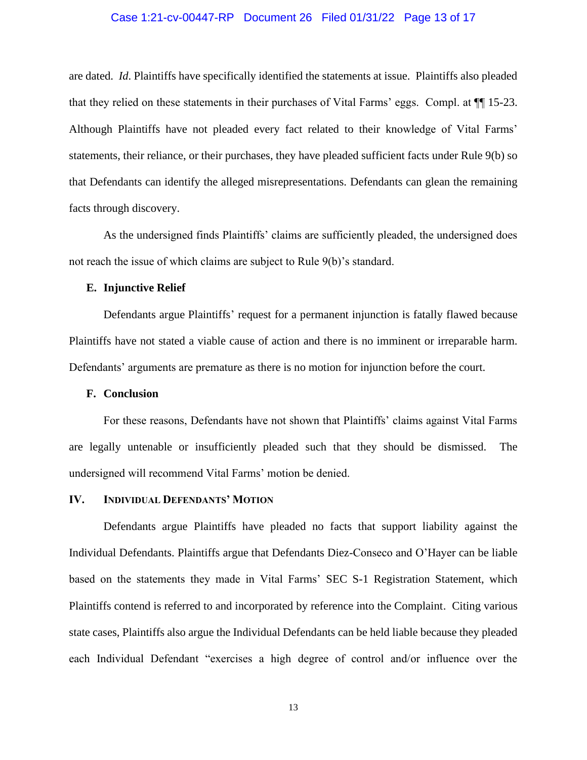are dated. *Id*. Plaintiffs have specifically identified the statements at issue. Plaintiffs also pleaded that they relied on these statements in their purchases of Vital Farms' eggs. Compl. at ¶¶ 15-23. Although Plaintiffs have not pleaded every fact related to their knowledge of Vital Farms' statements, their reliance, or their purchases, they have pleaded sufficient facts under Rule 9(b) so that Defendants can identify the alleged misrepresentations. Defendants can glean the remaining facts through discovery.

As the undersigned finds Plaintiffs' claims are sufficiently pleaded, the undersigned does not reach the issue of which claims are subject to Rule 9(b)'s standard.

### E. Injunctive Relief

Defendants argue Plaintiffs' request for a permanent injunction is fatally flawed because Plaintiffs have not stated a viable cause of action and there is no imminent or irreparable harm. Defendants' arguments are premature as there is no motion for injunction before the court.

### F. Conclusion

For these reasons, Defendants have not shown that Plaintiffs' claims against Vital Farms are legally untenable or insufficiently pleaded such that they should be dismissed. The undersigned will recommend Vital Farms' motion be denied.

## IV. Individual Defendants' Motion

Defendants argue Plaintiffs have pleaded no facts that support liability against the Individual Defendants. Plaintiffs argue that Defendants Diez-Conseco and O'Hayer can be liable based on the statements they made in Vital Farms' SEC S-1 Registration Statement, which Plaintiffs contend is referred to and incorporated by reference into the Complaint. Citing various state cases, Plaintiffs also argue the Individual Defendants can be held liable because they pleaded each Individual Defendant "exercises a high degree of control and/or influence over the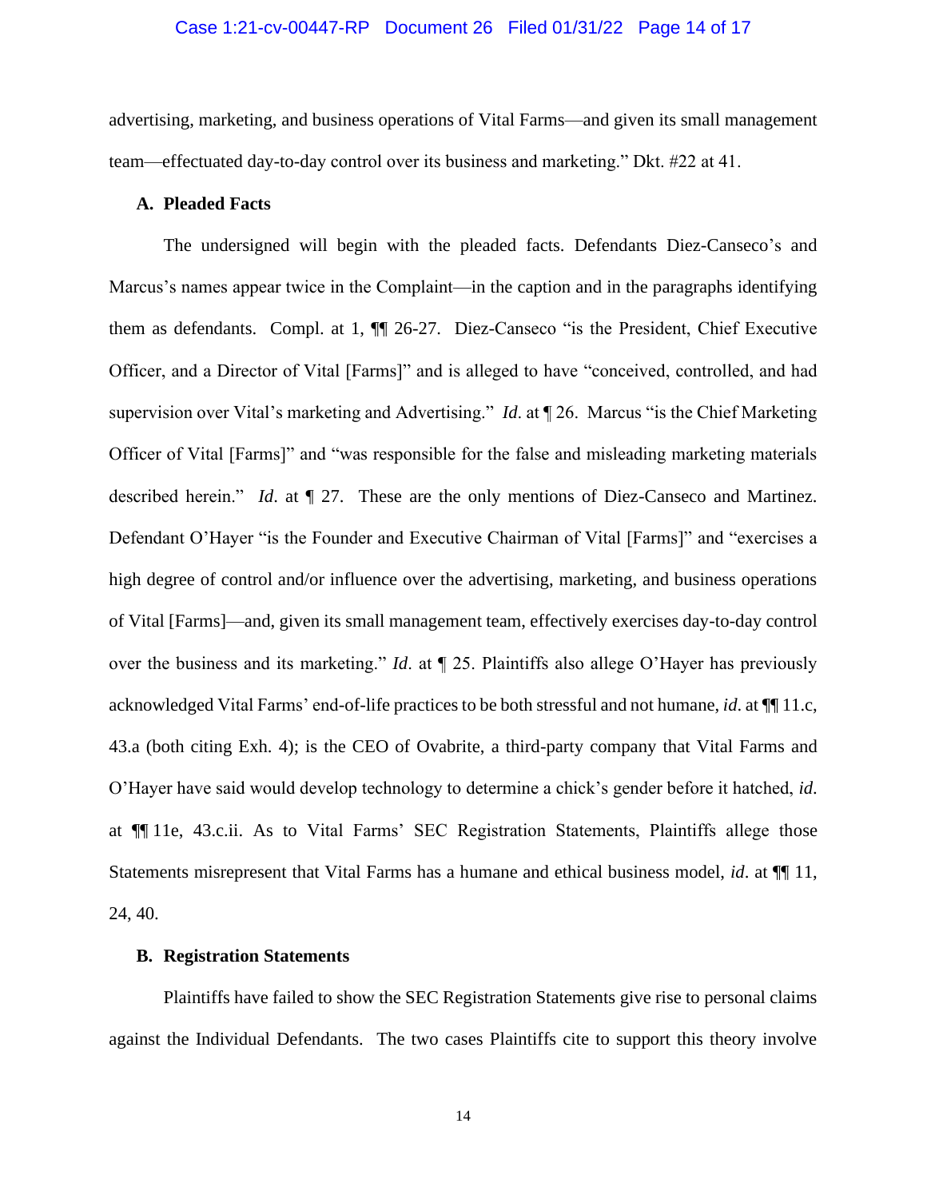advertising, marketing, and business operations of Vital Farms—and given its small management team—effectuated day-to-day control over its business and marketing." Dkt. #22 at 41.

## A. Pleaded Facts

The undersigned will begin with the pleaded facts. Defendants Diez-Canseco's and Marcus's names appear twice in the Complaint—in the caption and in the paragraphs identifying them as defendants. Compl. at 1, ¶¶ 26-27. Diez-Canseco "is the President, Chief Executive Officer, and a Director of Vital [Farms]" and is alleged to have "conceived, controlled, and had supervision over Vital's marketing and Advertising." *Id*. at ¶ 26. Marcus "is the Chief Marketing Officer of Vital [Farms]" and "was responsible for the false and misleading marketing materials described herein." *Id*. at ¶ 27. These are the only mentions of Diez-Canseco and Martinez. Defendant O'Hayer "is the Founder and Executive Chairman of Vital [Farms]" and "exercises a high degree of control and/or influence over the advertising, marketing, and business operations of Vital [Farms]—and, given its small management team, effectively exercises day-to-day control over the business and its marketing." *Id*. at ¶ 25. Plaintiffs also allege O'Hayer has previously acknowledged Vital Farms' end-of-life practices to be both stressful and not humane, *id*. at ¶¶ 11.c, 43.a (both citing Exh. 4); is the CEO of Ovabrite, a third-party company that Vital Farms and O'Hayer have said would develop technology to determine a chick's gender before it hatched, *id*. at ¶¶ 11e, 43.c.ii. As to Vital Farms' SEC Registration Statements, Plaintiffs allege those Statements misrepresent that Vital Farms has a humane and ethical business model, *id*. at ¶¶ 11, 24, 40.

## B. Registration Statements

Plaintiffs have failed to show the SEC Registration Statements give rise to personal claims against the Individual Defendants. The two cases Plaintiffs cite to support this theory involve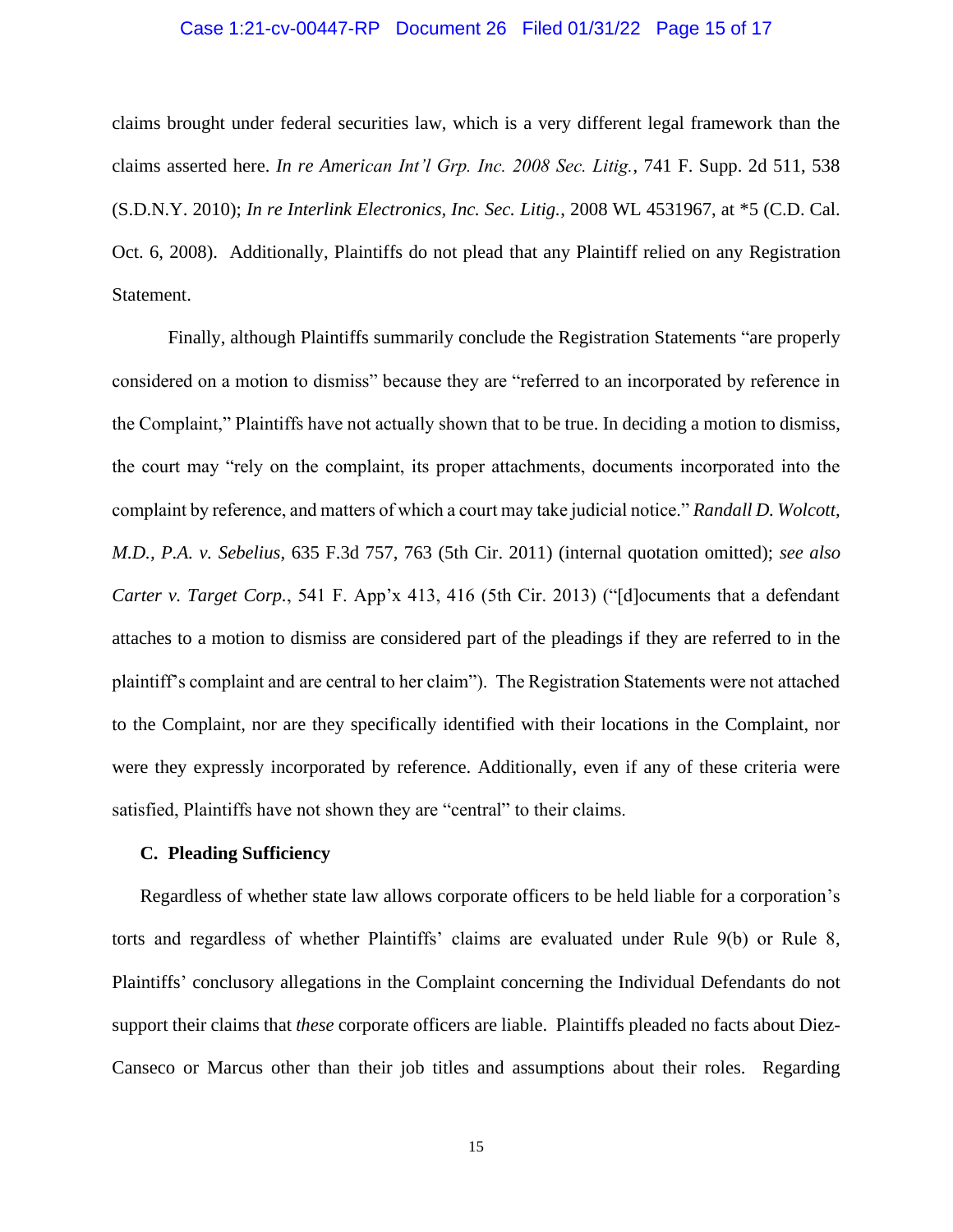claims brought under federal securities law, which is a very different legal framework than the claims asserted here. *In re American Int'l Grp. Inc. 2008 Sec. Litig.*, 741 F. Supp. 2d 511, 538 (S.D.N.Y. 2010); *In re Interlink Electronics, Inc. Sec. Litig.*, 2008 WL 4531967, at *5 (C.D. Cal. Oct. 6, 2008). Additionally, Plaintiffs do not plead that any Plaintiff relied on any Registration Statement.

Finally, although Plaintiffs summarily conclude the Registration Statements "are properly considered on a motion to dismiss" because they are "referred to an incorporated by reference in the Complaint," Plaintiffs have not actually shown that to be true. In deciding a motion to dismiss, the court may "rely on the complaint, its proper attachments, documents incorporated into the complaint by reference, and matters of which a court may take judicial notice." *Randall D. Wolcott, M.D., P.A. v. Sebelius*, 635 F.3d 757, 763 (5th Cir. 2011) (internal quotation omitted); *see also Carter v. Target Corp.*, 541 F. App'x 413, 416 (5th Cir. 2013) ("[d]ocuments that a defendant attaches to a motion to dismiss are considered part of the pleadings if they are referred to in the plaintiff's complaint and are central to her claim"). The Registration Statements were not attached to the Complaint, nor are they specifically identified with their locations in the Complaint, nor were they expressly incorporated by reference. Additionally, even if any of these criteria were satisfied, Plaintiffs have not shown they are "central" to their claims.

### C. Pleading Sufficiency

Regardless of whether state law allows corporate officers to be held liable for a corporation's torts and regardless of whether Plaintiffs' claims are evaluated under Rule 9(b) or Rule 8, Plaintiffs' conclusory allegations in the Complaint concerning the Individual Defendants do not support their claims that *these* corporate officers are liable. Plaintiffs pleaded no facts about Diez-Canseco or Marcus other than their job titles and assumptions about their roles. Regarding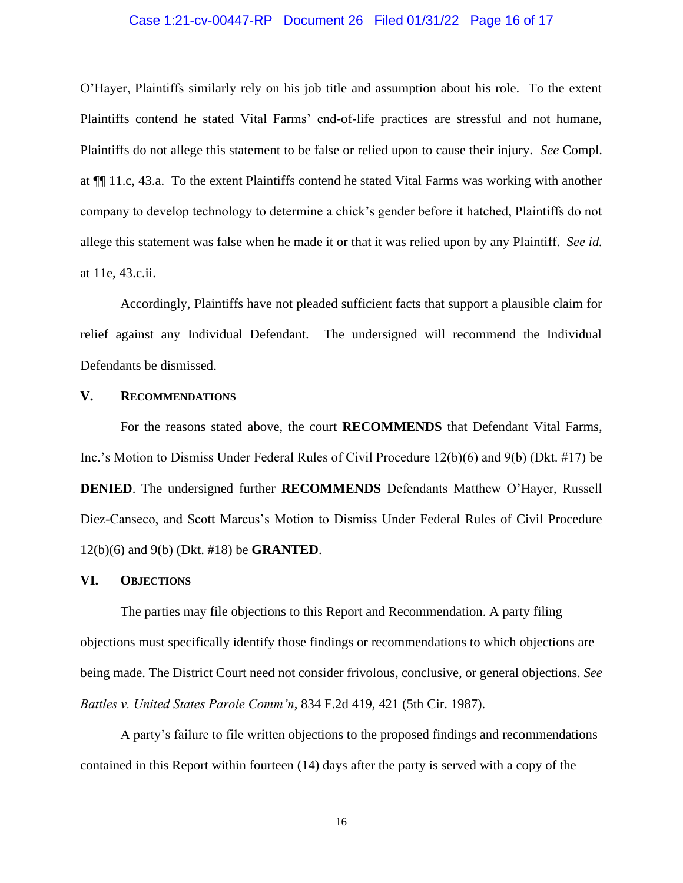O'Hayer, Plaintiffs similarly rely on his job title and assumption about his role. To the extent Plaintiffs contend he stated Vital Farms' end-of-life practices are stressful and not humane, Plaintiffs do not allege this statement to be false or relied upon to cause their injury. *See* Compl. at ¶¶ 11.c, 43.a. To the extent Plaintiffs contend he stated Vital Farms was working with another company to develop technology to determine a chick's gender before it hatched, Plaintiffs do not allege this statement was false when he made it or that it was relied upon by any Plaintiff. *See id.* at 11e, 43.c.ii.

Accordingly, Plaintiffs have not pleaded sufficient facts that support a plausible claim for relief against any Individual Defendant. The undersigned will recommend the Individual Defendants be dismissed.

## V. RECOMMENDATIONS

For the reasons stated above, the court **RECOMMENDS** that Defendant Vital Farms, Inc.'s Motion to Dismiss Under Federal Rules of Civil Procedure 12(b)(6) and 9(b) (Dkt. #17) be **DENIED**. The undersigned further **RECOMMENDS** Defendants Matthew O'Hayer, Russell Diez-Canseco, and Scott Marcus's Motion to Dismiss Under Federal Rules of Civil Procedure 12(b)(6) and 9(b) (Dkt. #18) be **GRANTED**.

## VI. OBJECTIONS

The parties may file objections to this Report and Recommendation. A party filing objections must specifically identify those findings or recommendations to which objections are being made. The District Court need not consider frivolous, conclusive, or general objections. *See Battles v. United States Parole Comm'n*, 834 F.2d 419, 421 (5th Cir. 1987).

A party's failure to file written objections to the proposed findings and recommendations contained in this Report within fourteen (14) days after the party is served with a copy of the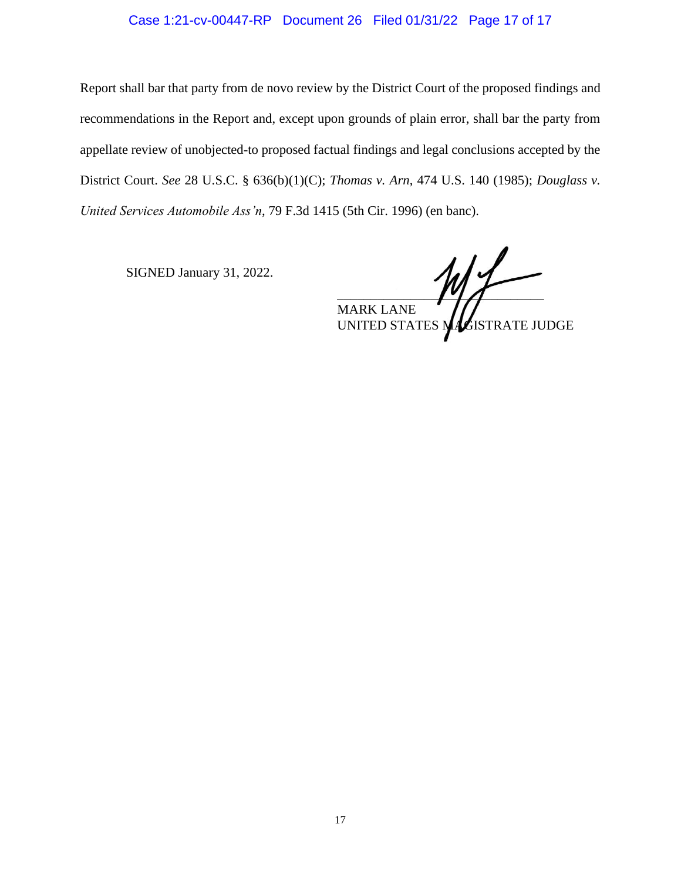Report shall bar that party from de novo review by the District Court of the proposed findings and recommendations in the Report and, except upon grounds of plain error, shall bar the party from appellate review of unobjected-to proposed factual findings and legal conclusions accepted by the District Court. *See* 28 U.S.C. § 636(b)(1)(C); *Thomas v. Arn*, 474 U.S. 140 (1985); *Douglass v. United Services Automobile Ass'n*, 79 F.3d 1415 (5th Cir. 1996) (en banc).

SIGNED January 31, 2022.

MARK LANE
UNITED STATES MAGISTRATE JUDGE